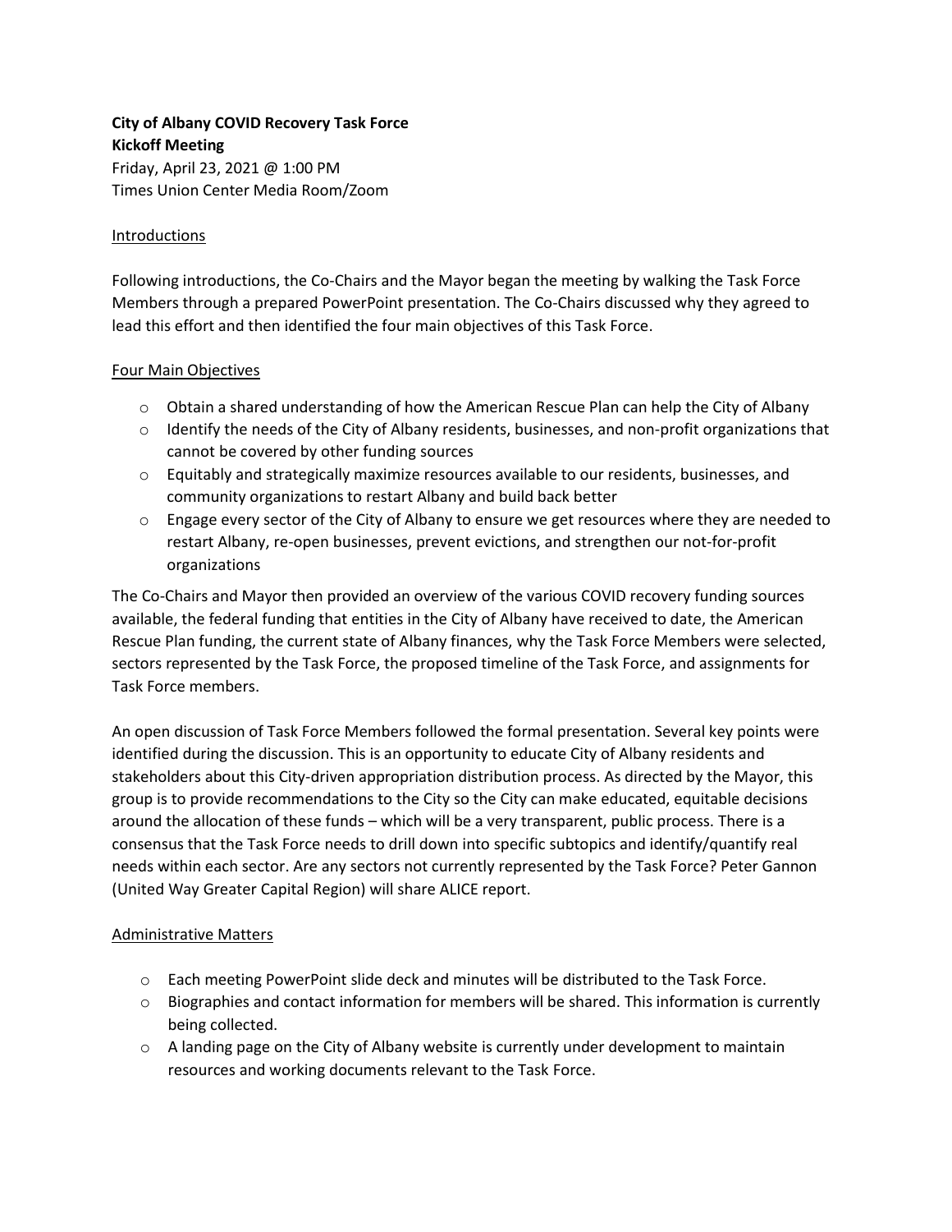**City of Albany COVID Recovery Task Force**
**Kickoff Meeting**
Friday, April 23, 2021 @ 1:00 PM
Times Union Center Media Room/Zoom

## Introductions

Following introductions, the Co-Chairs and the Mayor began the meeting by walking the Task Force Members through a prepared PowerPoint presentation. The Co-Chairs discussed why they agreed to lead this effort and then identified the four main objectives of this Task Force.

## Four Main Objectives

- Obtain a shared understanding of how the American Rescue Plan can help the City of Albany
- Identify the needs of the City of Albany residents, businesses, and non-profit organizations that cannot be covered by other funding sources
- Equitably and strategically maximize resources available to our residents, businesses, and community organizations to restart Albany and build back better
- Engage every sector of the City of Albany to ensure we get resources where they are needed to restart Albany, re-open businesses, prevent evictions, and strengthen our not-for-profit organizations

The Co-Chairs and Mayor then provided an overview of the various COVID recovery funding sources available, the federal funding that entities in the City of Albany have received to date, the American Rescue Plan funding, the current state of Albany finances, why the Task Force Members were selected, sectors represented by the Task Force, the proposed timeline of the Task Force, and assignments for Task Force members.

An open discussion of Task Force Members followed the formal presentation. Several key points were identified during the discussion. This is an opportunity to educate City of Albany residents and stakeholders about this City-driven appropriation distribution process. As directed by the Mayor, this group is to provide recommendations to the City so the City can make educated, equitable decisions around the allocation of these funds – which will be a very transparent, public process. There is a consensus that the Task Force needs to drill down into specific subtopics and identify/quantify real needs within each sector. Are any sectors not currently represented by the Task Force? Peter Gannon (United Way Greater Capital Region) will share ALICE report.

## Administrative Matters

- Each meeting PowerPoint slide deck and minutes will be distributed to the Task Force.
- Biographies and contact information for members will be shared. This information is currently being collected.
- A landing page on the City of Albany website is currently under development to maintain resources and working documents relevant to the Task Force.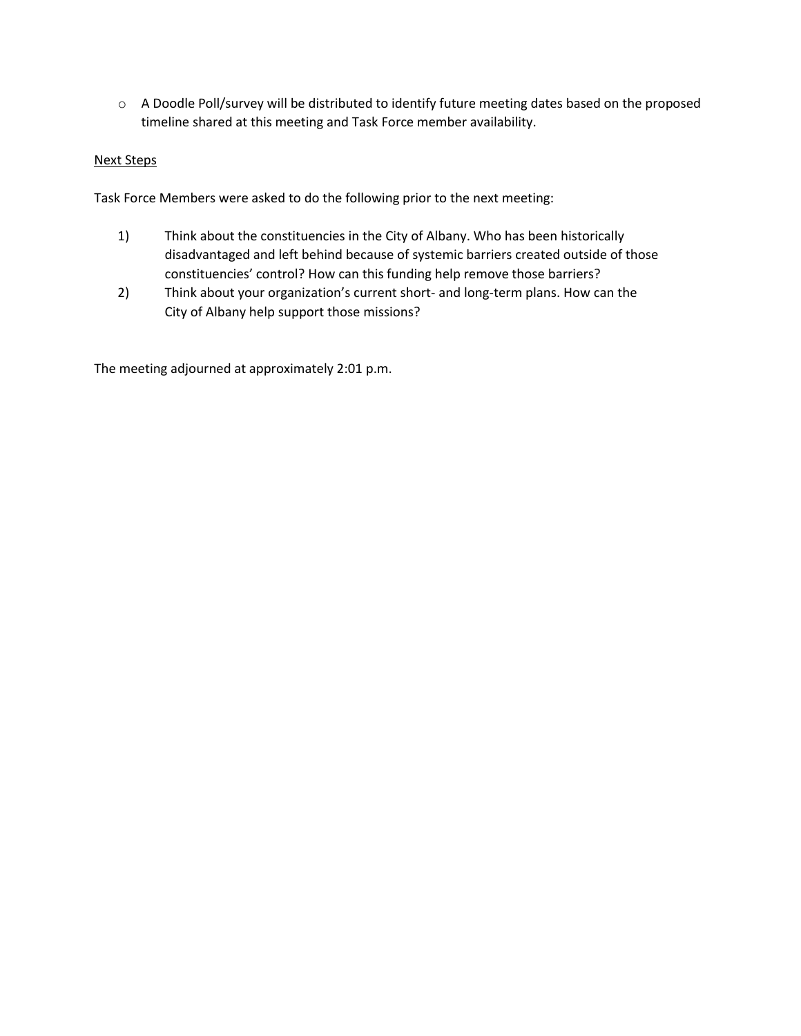- A Doodle Poll/survey will be distributed to identify future meeting dates based on the proposed timeline shared at this meeting and Task Force member availability.

<u>Next Steps</u>

Task Force Members were asked to do the following prior to the next meeting:

1) Think about the constituencies in the City of Albany. Who has been historically disadvantaged and left behind because of systemic barriers created outside of those constituencies' control? How can this funding help remove those barriers?
2) Think about your organization's current short- and long-term plans. How can the City of Albany help support those missions?

The meeting adjourned at approximately 2:01 p.m.